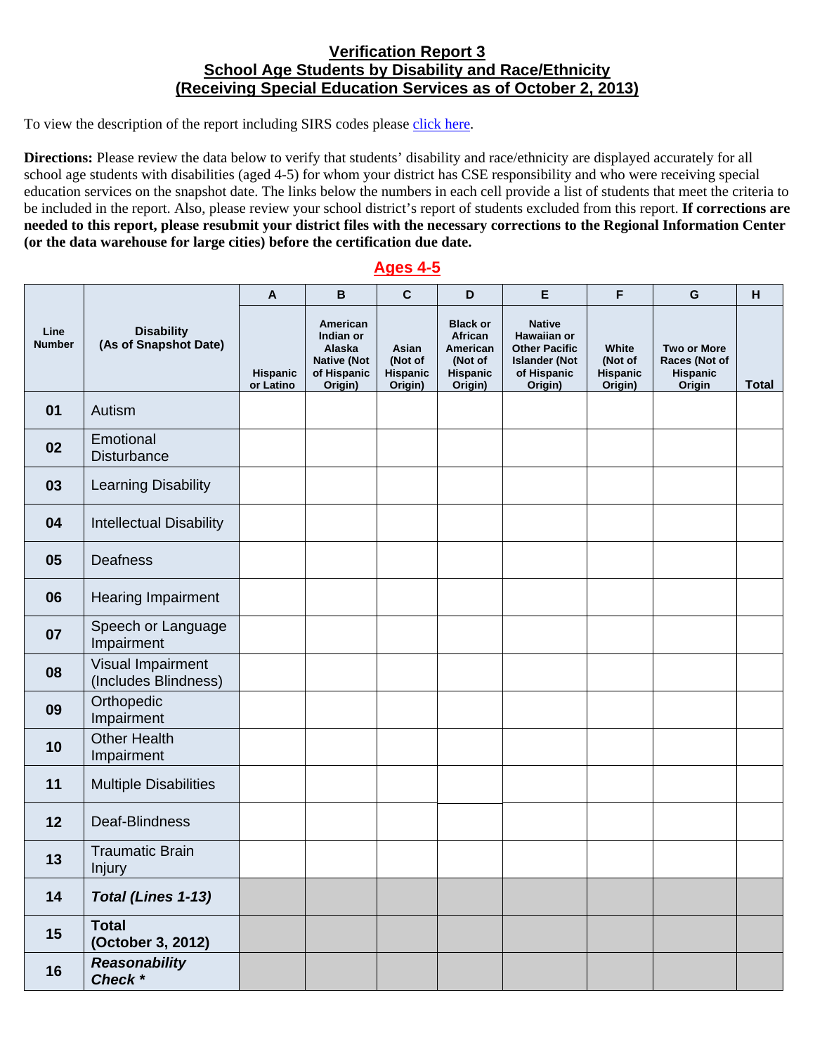## Verification Report 3
## School Age Students by Disability and Race/Ethnicity
## (Receiving Special Education Services as of October 2, 2013)

To view the description of the report including SIRS codes please click here.

**Directions:** Please review the data below to verify that students' disability and race/ethnicity are displayed accurately for all school age students with disabilities (aged 4-5) for whom your district has CSE responsibility and who were receiving special education services on the snapshot date. The links below the numbers in each cell provide a list of students that meet the criteria to be included in the report. Also, please review your school district's report of students excluded from this report. **If corrections are needed to this report, please resubmit your district files with the necessary corrections to the Regional Information Center (or the data warehouse for large cities) before the certification due date.**

### Ages 4-5

| Line Number | Disability (As of Snapshot Date) | A | B | C | D | E | F | G | H |
|---|---|---|---|---|---|---|---|---|---|
| | | Hispanic or Latino | American Indian or Alaska Native (Not of Hispanic Origin) | Asian (Not of Hispanic Origin) | Black or African American (Not of Hispanic Origin) | Native Hawaiian or Other Pacific Islander (Not of Hispanic Origin) | White (Not of Hispanic Origin) | Two or More Races (Not of Hispanic Origin | Total |
| 01 | Autism | | | | | | | | |
| 02 | Emotional Disturbance | | | | | | | | |
| 03 | Learning Disability | | | | | | | | |
| 04 | Intellectual Disability | | | | | | | | |
| 05 | Deafness | | | | | | | | |
| 06 | Hearing Impairment | | | | | | | | |
| 07 | Speech or Language Impairment | | | | | | | | |
| 08 | Visual Impairment (Includes Blindness) | | | | | | | | |
| 09 | Orthopedic Impairment | | | | | | | | |
| 10 | Other Health Impairment | | | | | | | | |
| 11 | Multiple Disabilities | | | | | | | | |
| 12 | Deaf-Blindness | | | | | | | | |
| 13 | Traumatic Brain Injury | | | | | | | | |
| 14 | ***Total (Lines 1-13)*** | | | | | | | | |
| 15 | **Total (October 3, 2012)** | | | | | | | | |
| 16 | ***Reasonability Check **** | | | | | | | | |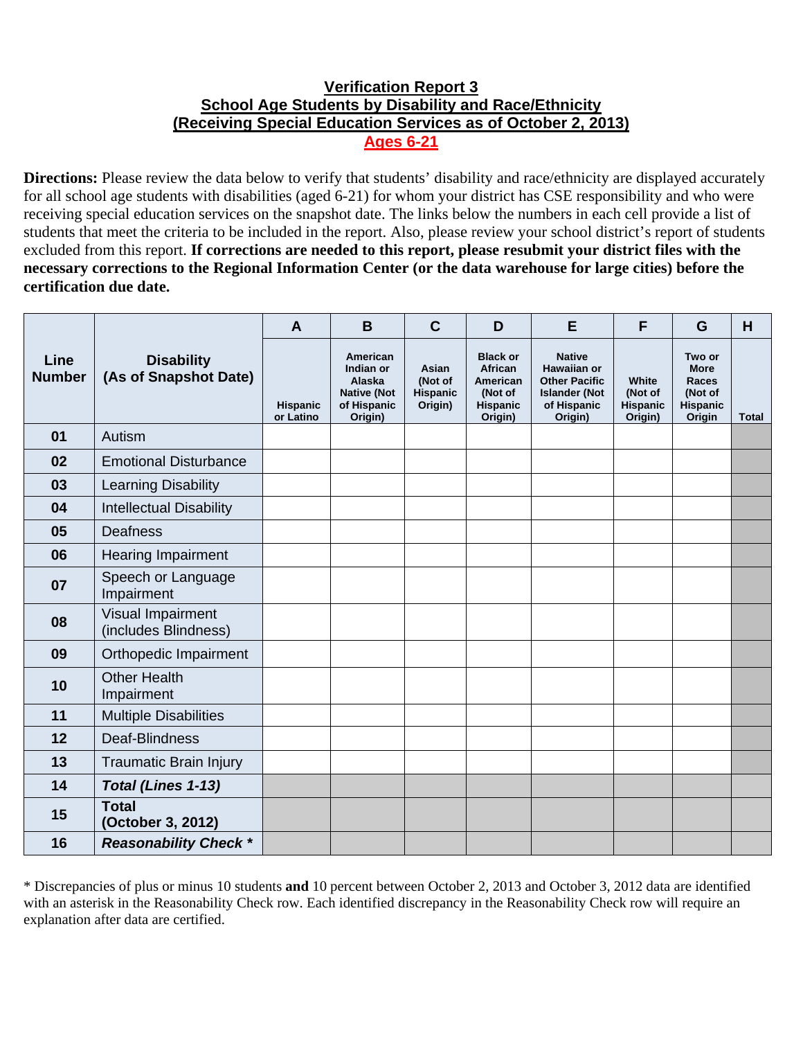**Verification Report 3**
**School Age Students by Disability and Race/Ethnicity**
**(Receiving Special Education Services as of October 2, 2013)**
**Ages 6-21**

**Directions:** Please review the data below to verify that students' disability and race/ethnicity are displayed accurately for all school age students with disabilities (aged 6-21) for whom your district has CSE responsibility and who were receiving special education services on the snapshot date. The links below the numbers in each cell provide a list of students that meet the criteria to be included in the report. Also, please review your school district's report of students excluded from this report. **If corrections are needed to this report, please resubmit your district files with the necessary corrections to the Regional Information Center (or the data warehouse for large cities) before the certification due date.**

| Line Number | Disability (As of Snapshot Date) | A | B | C | D | E | F | G | H |
|---|---|---|---|---|---|---|---|---|---|
| | | Hispanic or Latino | American Indian or Alaska Native (Not of Hispanic Origin) | Asian (Not of Hispanic Origin) | Black or African American (Not of Hispanic Origin) | Native Hawaiian or Other Pacific Islander (Not of Hispanic Origin) | White (Not of Hispanic Origin) | Two or More Races (Not of Hispanic Origin | Total |
| 01 | Autism | | | | | | | | |
| 02 | Emotional Disturbance | | | | | | | | |
| 03 | Learning Disability | | | | | | | | |
| 04 | Intellectual Disability | | | | | | | | |
| 05 | Deafness | | | | | | | | |
| 06 | Hearing Impairment | | | | | | | | |
| 07 | Speech or Language Impairment | | | | | | | | |
| 08 | Visual Impairment (includes Blindness) | | | | | | | | |
| 09 | Orthopedic Impairment | | | | | | | | |
| 10 | Other Health Impairment | | | | | | | | |
| 11 | Multiple Disabilities | | | | | | | | |
| 12 | Deaf-Blindness | | | | | | | | |
| 13 | Traumatic Brain Injury | | | | | | | | |
| 14 | *Total (Lines 1-13)* | | | | | | | | |
| 15 | **Total (October 3, 2012)** | | | | | | | | |
| 16 | ***Reasonability Check \**** | | | | | | | | |

\* Discrepancies of plus or minus 10 students **and** 10 percent between October 2, 2013 and October 3, 2012 data are identified with an asterisk in the Reasonability Check row. Each identified discrepancy in the Reasonability Check row will require an explanation after data are certified.